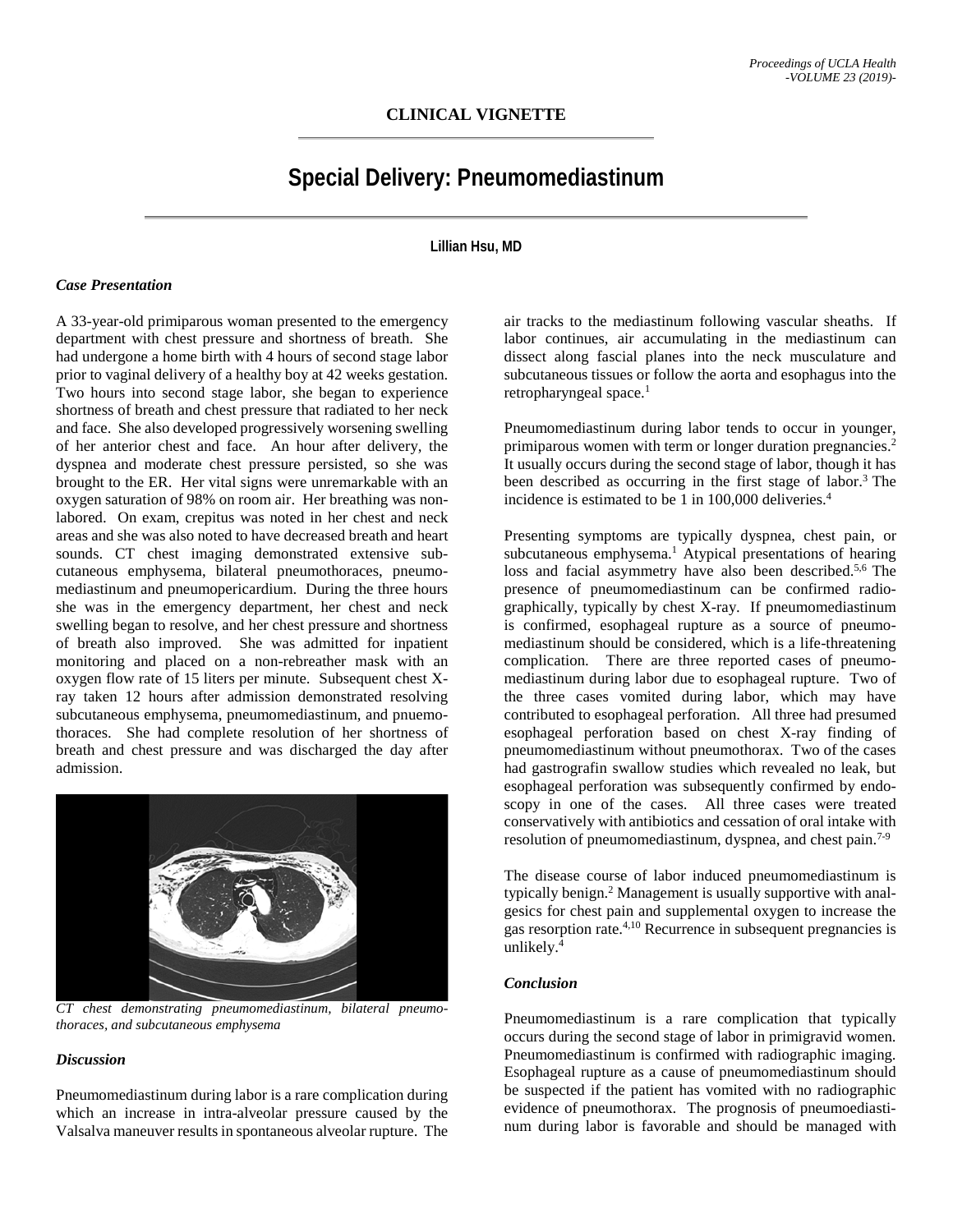## CLINICAL VIGNETTE

# Special Delivery: Pneumomediastinum

**Lillian Hsu, MD**

### *Case Presentation*

A 33-year-old primiparous woman presented to the emergency department with chest pressure and shortness of breath. She had undergone a home birth with 4 hours of second stage labor prior to vaginal delivery of a healthy boy at 42 weeks gestation. Two hours into second stage labor, she began to experience shortness of breath and chest pressure that radiated to her neck and face. She also developed progressively worsening swelling of her anterior chest and face. An hour after delivery, the dyspnea and moderate chest pressure persisted, so she was brought to the ER. Her vital signs were unremarkable with an oxygen saturation of 98% on room air. Her breathing was non-labored. On exam, crepitus was noted in her chest and neck areas and she was also noted to have decreased breath and heart sounds. CT chest imaging demonstrated extensive subcutaneous emphysema, bilateral pneumothoraces, pneumomediastinum and pneumopericardium. During the three hours she was in the emergency department, her chest and neck swelling began to resolve, and her chest pressure and shortness of breath also improved. She was admitted for inpatient monitoring and placed on a non-rebreather mask with an oxygen flow rate of 15 liters per minute. Subsequent chest X-ray taken 12 hours after admission demonstrated resolving subcutaneous emphysema, pneumomediastinum, and pnuemothoraces. She had complete resolution of her shortness of breath and chest pressure and was discharged the day after admission.

*CT chest demonstrating pneumomediastinum, bilateral pneumothoraces, and subcutaneous emphysema*

### *Discussion*

Pneumomediastinum during labor is a rare complication during which an increase in intra-alveolar pressure caused by the Valsalva maneuver results in spontaneous alveolar rupture. The air tracks to the mediastinum following vascular sheaths. If labor continues, air accumulating in the mediastinum can dissect along fascial planes into the neck musculature and subcutaneous tissues or follow the aorta and esophagus into the retropharyngeal space.[1]

Pneumomediastinum during labor tends to occur in younger, primiparous women with term or longer duration pregnancies.[2] It usually occurs during the second stage of labor, though it has been described as occurring in the first stage of labor.[3] The incidence is estimated to be 1 in 100,000 deliveries.[4]

Presenting symptoms are typically dyspnea, chest pain, or subcutaneous emphysema.[1] Atypical presentations of hearing loss and facial asymmetry have also been described.[5,6] The presence of pneumomediastinum can be confirmed radiographically, typically by chest X-ray. If pneumomediastinum is confirmed, esophageal rupture as a source of pneumomediastinum should be considered, which is a life-threatening complication. There are three reported cases of pneumomediastinum during labor due to esophageal rupture. Two of the three cases vomited during labor, which may have contributed to esophageal perforation. All three had presumed esophageal perforation based on chest X-ray finding of pneumomediastinum without pneumothorax. Two of the cases had gastrografin swallow studies which revealed no leak, but esophageal perforation was subsequently confirmed by endoscopy in one of the cases. All three cases were treated conservatively with antibiotics and cessation of oral intake with resolution of pneumomediastinum, dyspnea, and chest pain.[7-9]

The disease course of labor induced pneumomediastinum is typically benign.[2] Management is usually supportive with analgesics for chest pain and supplemental oxygen to increase the gas resorption rate.[4,10] Recurrence in subsequent pregnancies is unlikely.[4]

### *Conclusion*

Pneumomediastinum is a rare complication that typically occurs during the second stage of labor in primigravid women. Pneumomediastinum is confirmed with radiographic imaging. Esophageal rupture as a cause of pneumomediastinum should be suspected if the patient has vomited with no radiographic evidence of pneumothorax. The prognosis of pneumoediastinum during labor is favorable and should be managed with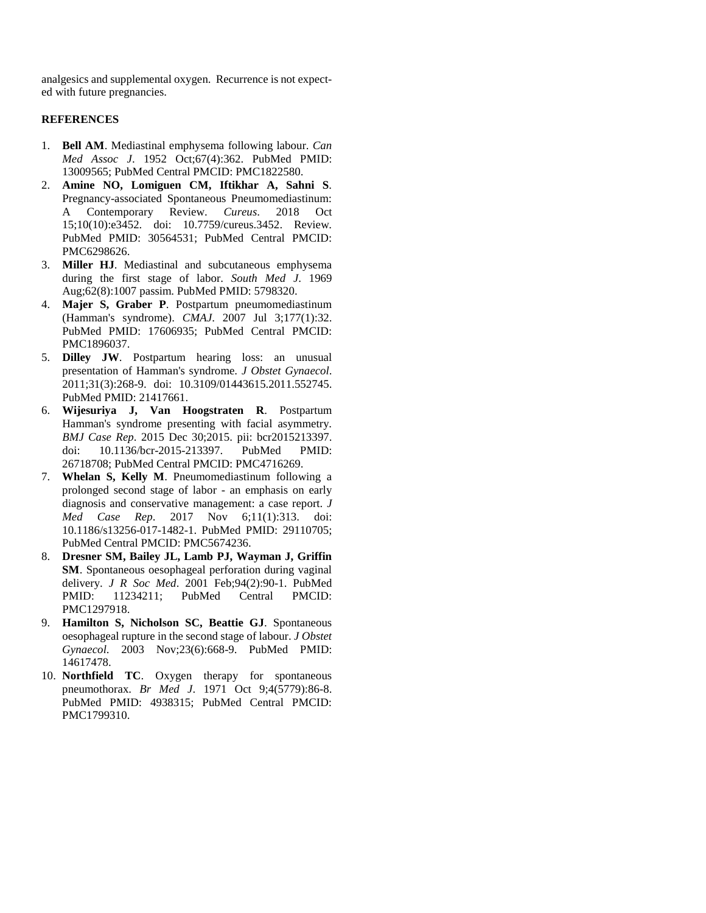analgesics and supplemental oxygen. Recurrence is not expected with future pregnancies.

## REFERENCES

1. **Bell AM**. Mediastinal emphysema following labour. *Can Med Assoc J*. 1952 Oct;67(4):362. PubMed PMID: 13009565; PubMed Central PMCID: PMC1822580.
2. **Amine NO, Lomiguen CM, Iftikhar A, Sahni S**. Pregnancy-associated Spontaneous Pneumomediastinum: A Contemporary Review. *Cureus*. 2018 Oct 15;10(10):e3452. doi: 10.7759/cureus.3452. Review. PubMed PMID: 30564531; PubMed Central PMCID: PMC6298626.
3. **Miller HJ**. Mediastinal and subcutaneous emphysema during the first stage of labor. *South Med J*. 1969 Aug;62(8):1007 passim. PubMed PMID: 5798320.
4. **Majer S, Graber P**. Postpartum pneumomediastinum (Hamman's syndrome). *CMAJ*. 2007 Jul 3;177(1):32. PubMed PMID: 17606935; PubMed Central PMCID: PMC1896037.
5. **Dilley JW**. Postpartum hearing loss: an unusual presentation of Hamman's syndrome. *J Obstet Gynaecol*. 2011;31(3):268-9. doi: 10.3109/01443615.2011.552745. PubMed PMID: 21417661.
6. **Wijesuriya J, Van Hoogstraten R**. Postpartum Hamman's syndrome presenting with facial asymmetry. *BMJ Case Rep*. 2015 Dec 30;2015. pii: bcr2015213397. doi: 10.1136/bcr-2015-213397. PubMed PMID: 26718708; PubMed Central PMCID: PMC4716269.
7. **Whelan S, Kelly M**. Pneumomediastinum following a prolonged second stage of labor - an emphasis on early diagnosis and conservative management: a case report. *J Med Case Rep*. 2017 Nov 6;11(1):313. doi: 10.1186/s13256-017-1482-1. PubMed PMID: 29110705; PubMed Central PMCID: PMC5674236.
8. **Dresner SM, Bailey JL, Lamb PJ, Wayman J, Griffin SM**. Spontaneous oesophageal perforation during vaginal delivery. *J R Soc Med*. 2001 Feb;94(2):90-1. PubMed PMID: 11234211; PubMed Central PMCID: PMC1297918.
9. **Hamilton S, Nicholson SC, Beattie GJ**. Spontaneous oesophageal rupture in the second stage of labour. *J Obstet Gynaecol*. 2003 Nov;23(6):668-9. PubMed PMID: 14617478.
10. **Northfield TC**. Oxygen therapy for spontaneous pneumothorax. *Br Med J*. 1971 Oct 9;4(5779):86-8. PubMed PMID: 4938315; PubMed Central PMCID: PMC1799310.